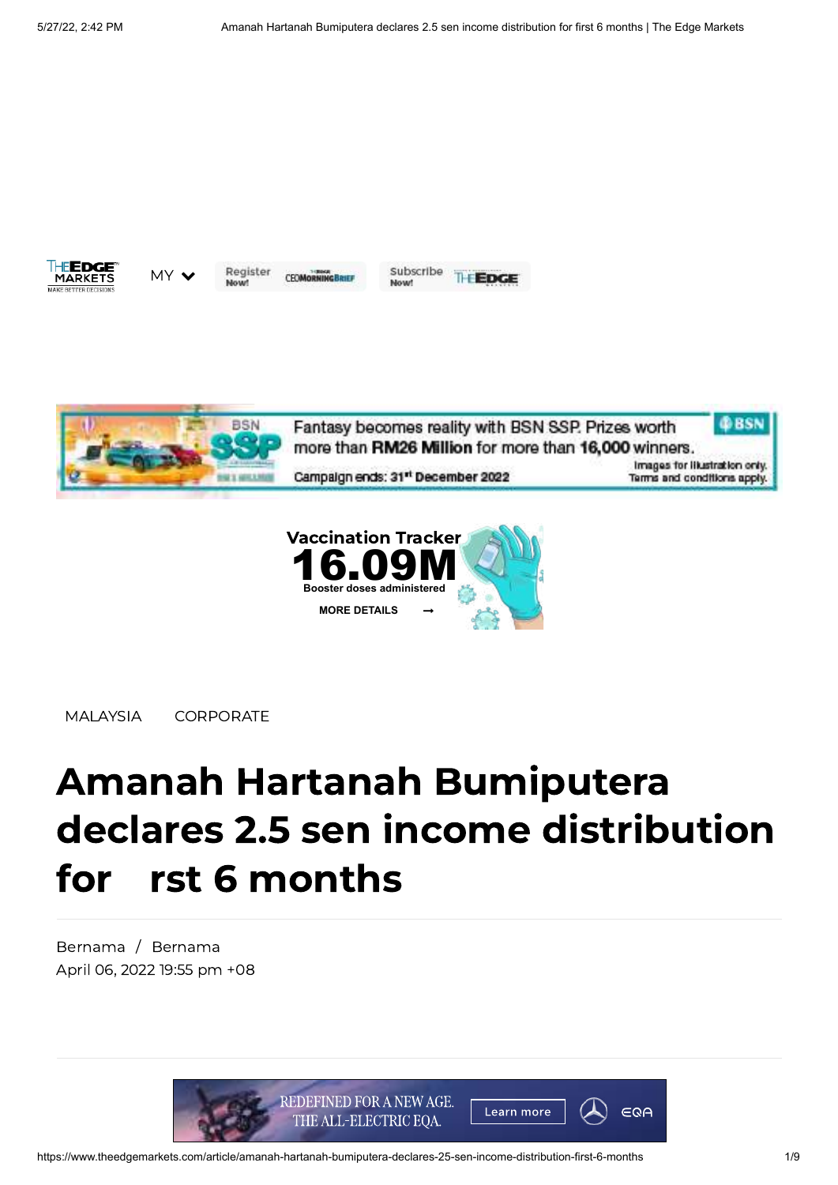MALAYSIA CORPORATE

# Amanah Hartanah Bumiputera declares 2.5 sen income distribution for first 6 months

Bernama / Bernama
April 06, 2022 19:55 pm +08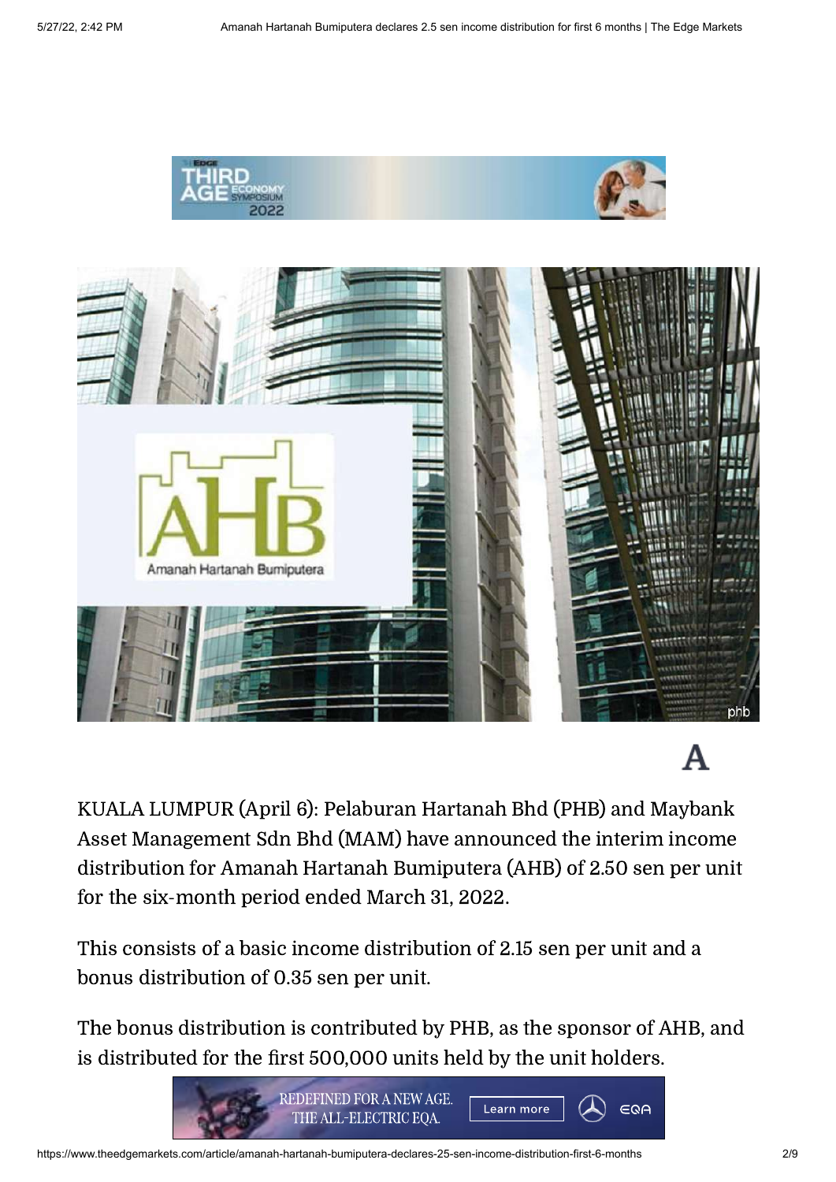KUALA LUMPUR (April 6): Pelaburan Hartanah Bhd (PHB) and Maybank Asset Management Sdn Bhd (MAM) have announced the interim income distribution for Amanah Hartanah Bumiputera (AHB) of 2.50 sen per unit for the six-month period ended March 31, 2022.

This consists of a basic income distribution of 2.15 sen per unit and a bonus distribution of 0.35 sen per unit.

The bonus distribution is contributed by PHB, as the sponsor of AHB, and is distributed for the first 500,000 units held by the unit holders.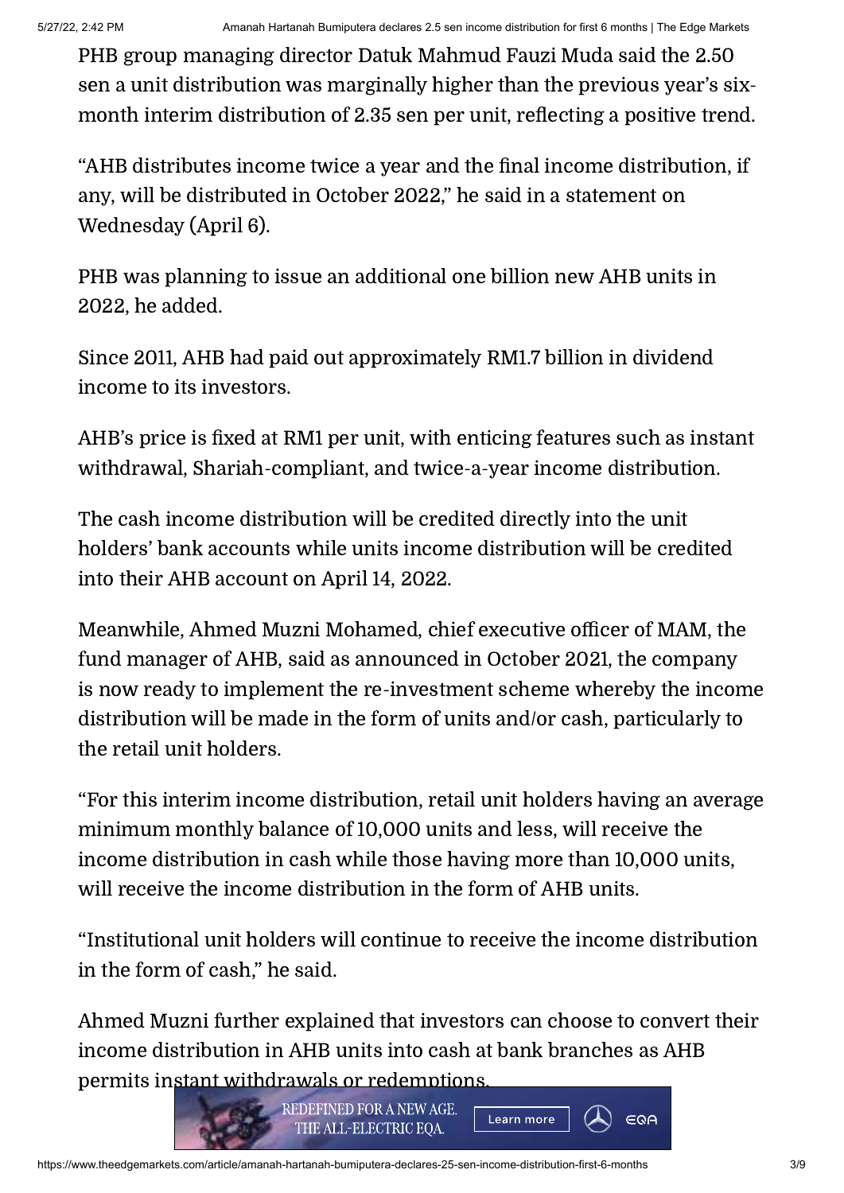PHB group managing director Datuk Mahmud Fauzi Muda said the 2.50 sen a unit distribution was marginally higher than the previous year's six-month interim distribution of 2.35 sen per unit, reflecting a positive trend.

"AHB distributes income twice a year and the final income distribution, if any, will be distributed in October 2022," he said in a statement on Wednesday (April 6).

PHB was planning to issue an additional one billion new AHB units in 2022, he added.

Since 2011, AHB had paid out approximately RM1.7 billion in dividend income to its investors.

AHB's price is fixed at RM1 per unit, with enticing features such as instant withdrawal, Shariah-compliant, and twice-a-year income distribution.

The cash income distribution will be credited directly into the unit holders' bank accounts while units income distribution will be credited into their AHB account on April 14, 2022.

Meanwhile, Ahmed Muzni Mohamed, chief executive officer of MAM, the fund manager of AHB, said as announced in October 2021, the company is now ready to implement the re-investment scheme whereby the income distribution will be made in the form of units and/or cash, particularly to the retail unit holders.

"For this interim income distribution, retail unit holders having an average minimum monthly balance of 10,000 units and less, will receive the income distribution in cash while those having more than 10,000 units, will receive the income distribution in the form of AHB units.

"Institutional unit holders will continue to receive the income distribution in the form of cash," he said.

Ahmed Muzni further explained that investors can choose to convert their income distribution in AHB units into cash at bank branches as AHB permits instant withdrawals or redemptions.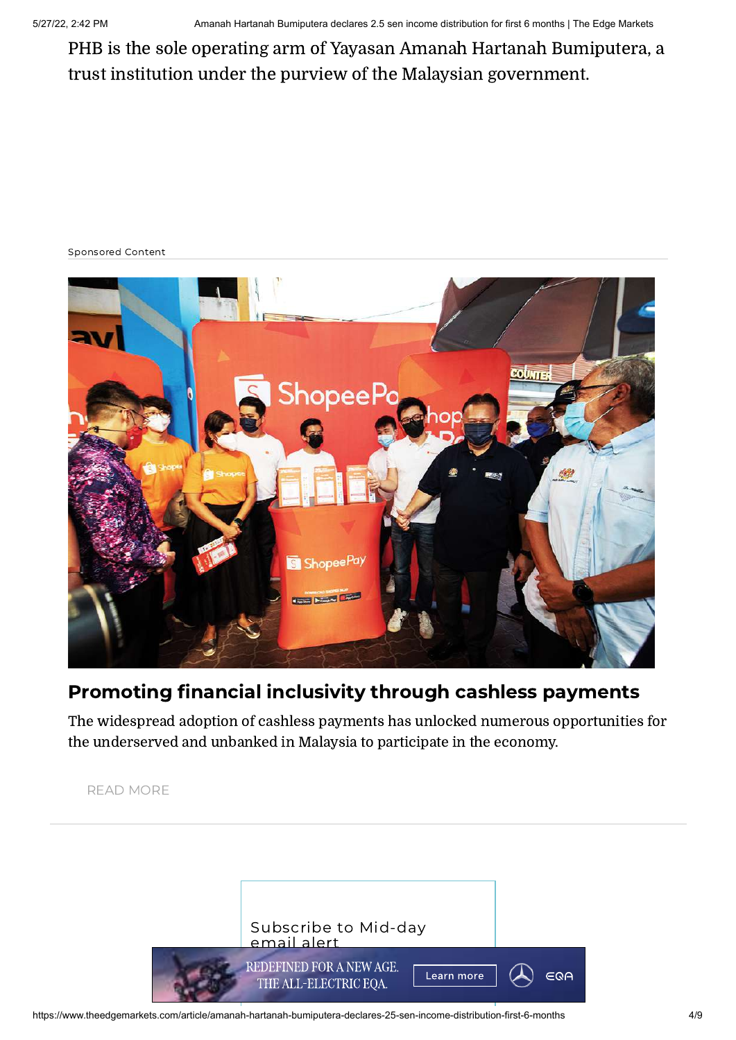PHB is the sole operating arm of Yayasan Amanah Hartanah Bumiputera, a trust institution under the purview of the Malaysian government.

Sponsored Content

## Promoting financial inclusivity through cashless payments

The widespread adoption of cashless payments has unlocked numerous opportunities for the underserved and unbanked in Malaysia to participate in the economy.

READ MORE

Subscribe to Mid-day email alert

REDEFINED FOR A NEW AGE. THE ALL-ELECTRIC EQA. Learn more